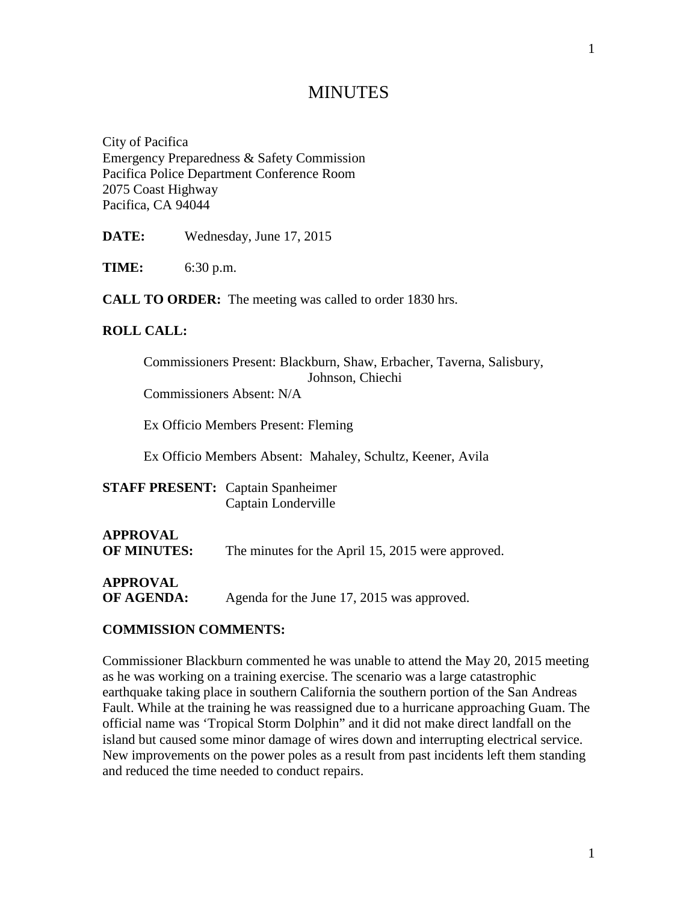# MINUTES

City of Pacifica
Emergency Preparedness & Safety Commission
Pacifica Police Department Conference Room
2075 Coast Highway
Pacifica, CA 94044

**DATE:** Wednesday, June 17, 2015

**TIME:** 6:30 p.m.

**CALL TO ORDER:** The meeting was called to order 1830 hrs.

**ROLL CALL:**

Commissioners Present: Blackburn, Shaw, Erbacher, Taverna, Salisbury, Johnson, Chiechi
Commissioners Absent: N/A

Ex Officio Members Present: Fleming

Ex Officio Members Absent: Mahaley, Schultz, Keener, Avila

**STAFF PRESENT:** Captain Spanheimer
Captain Londerville

**APPROVAL OF MINUTES:** The minutes for the April 15, 2015 were approved.

**APPROVAL OF AGENDA:** Agenda for the June 17, 2015 was approved.

**COMMISSION COMMENTS:**

Commissioner Blackburn commented he was unable to attend the May 20, 2015 meeting as he was working on a training exercise. The scenario was a large catastrophic earthquake taking place in southern California the southern portion of the San Andreas Fault. While at the training he was reassigned due to a hurricane approaching Guam. The official name was 'Tropical Storm Dolphin" and it did not make direct landfall on the island but caused some minor damage of wires down and interrupting electrical service. New improvements on the power poles as a result from past incidents left them standing and reduced the time needed to conduct repairs.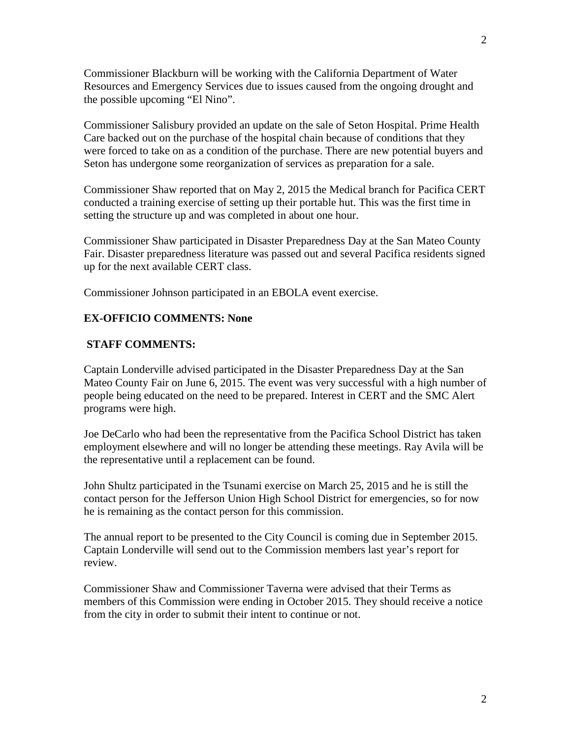Commissioner Blackburn will be working with the California Department of Water Resources and Emergency Services due to issues caused from the ongoing drought and the possible upcoming "El Nino".

Commissioner Salisbury provided an update on the sale of Seton Hospital. Prime Health Care backed out on the purchase of the hospital chain because of conditions that they were forced to take on as a condition of the purchase. There are new potential buyers and Seton has undergone some reorganization of services as preparation for a sale.

Commissioner Shaw reported that on May 2, 2015 the Medical branch for Pacifica CERT conducted a training exercise of setting up their portable hut. This was the first time in setting the structure up and was completed in about one hour.

Commissioner Shaw participated in Disaster Preparedness Day at the San Mateo County Fair. Disaster preparedness literature was passed out and several Pacifica residents signed up for the next available CERT class.

Commissioner Johnson participated in an EBOLA event exercise.

**EX-OFFICIO COMMENTS: None**

**STAFF COMMENTS:**

Captain Londerville advised participated in the Disaster Preparedness Day at the San Mateo County Fair on June 6, 2015. The event was very successful with a high number of people being educated on the need to be prepared. Interest in CERT and the SMC Alert programs were high.

Joe DeCarlo who had been the representative from the Pacifica School District has taken employment elsewhere and will no longer be attending these meetings. Ray Avila will be the representative until a replacement can be found.

John Shultz participated in the Tsunami exercise on March 25, 2015 and he is still the contact person for the Jefferson Union High School District for emergencies, so for now he is remaining as the contact person for this commission.

The annual report to be presented to the City Council is coming due in September 2015. Captain Londerville will send out to the Commission members last year's report for review.

Commissioner Shaw and Commissioner Taverna were advised that their Terms as members of this Commission were ending in October 2015. They should receive a notice from the city in order to submit their intent to continue or not.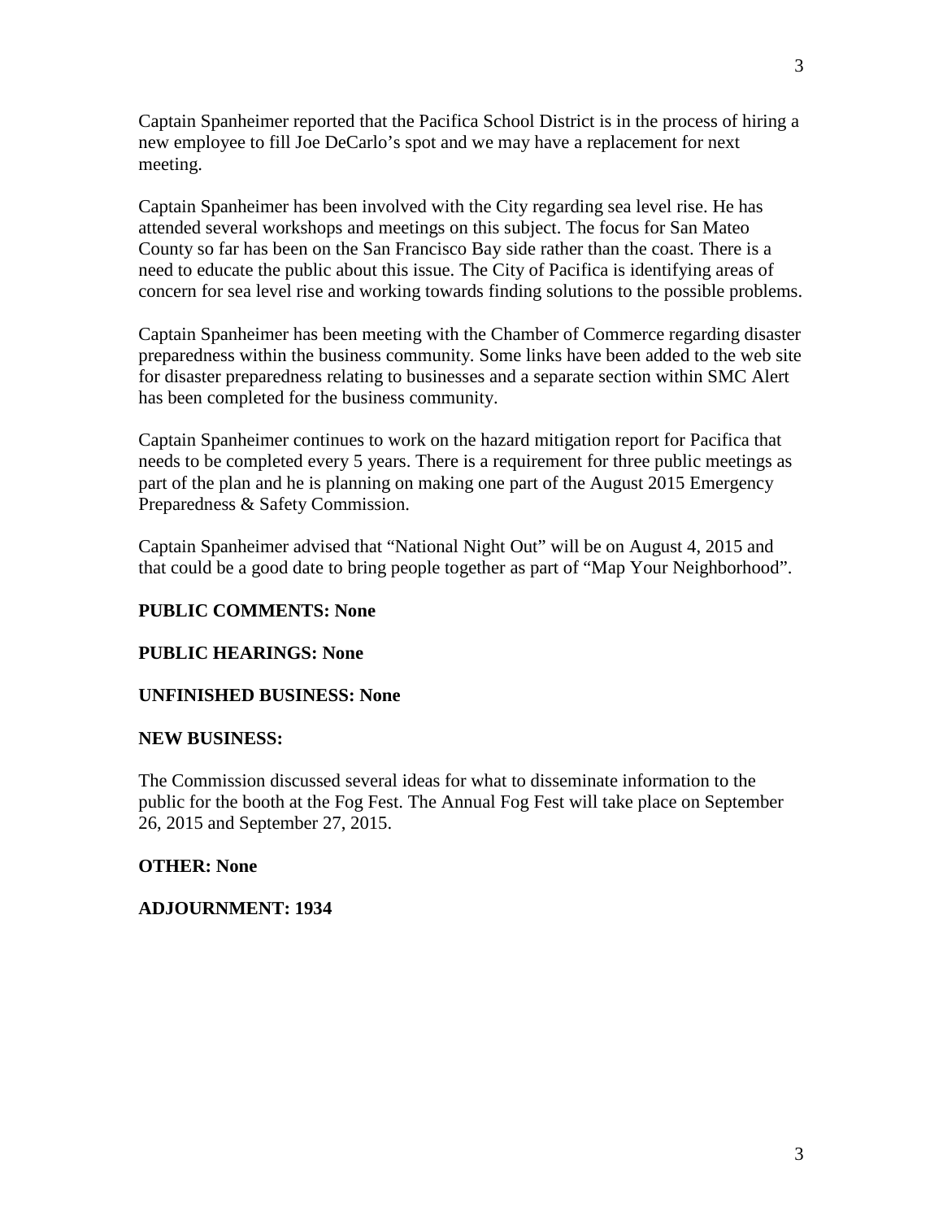Captain Spanheimer reported that the Pacifica School District is in the process of hiring a new employee to fill Joe DeCarlo's spot and we may have a replacement for next meeting.

Captain Spanheimer has been involved with the City regarding sea level rise. He has attended several workshops and meetings on this subject. The focus for San Mateo County so far has been on the San Francisco Bay side rather than the coast. There is a need to educate the public about this issue. The City of Pacifica is identifying areas of concern for sea level rise and working towards finding solutions to the possible problems.

Captain Spanheimer has been meeting with the Chamber of Commerce regarding disaster preparedness within the business community. Some links have been added to the web site for disaster preparedness relating to businesses and a separate section within SMC Alert has been completed for the business community.

Captain Spanheimer continues to work on the hazard mitigation report for Pacifica that needs to be completed every 5 years. There is a requirement for three public meetings as part of the plan and he is planning on making one part of the August 2015 Emergency Preparedness & Safety Commission.

Captain Spanheimer advised that "National Night Out" will be on August 4, 2015 and that could be a good date to bring people together as part of "Map Your Neighborhood".

**PUBLIC COMMENTS: None**

**PUBLIC HEARINGS: None**

**UNFINISHED BUSINESS: None**

**NEW BUSINESS:**

The Commission discussed several ideas for what to disseminate information to the public for the booth at the Fog Fest. The Annual Fog Fest will take place on September 26, 2015 and September 27, 2015.

**OTHER: None**

**ADJOURNMENT: 1934**